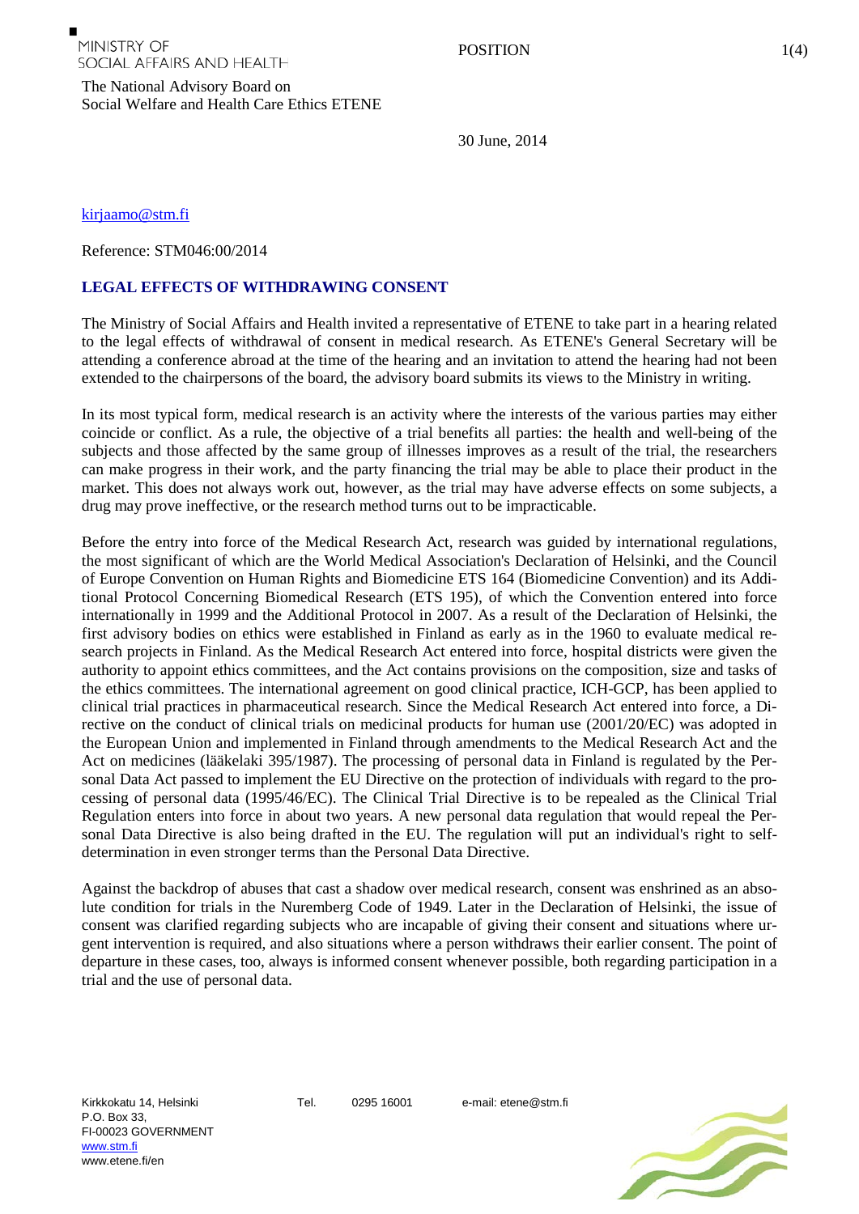MINISTRY OF SOCIAL AFFAIRS AND HEALTH

The National Advisory Board on Social Welfare and Health Care Ethics ETENE

POSITION

30 June, 2014

kirjaamo@stm.fi

Reference: STM046:00/2014

## LEGAL EFFECTS OF WITHDRAWING CONSENT

The Ministry of Social Affairs and Health invited a representative of ETENE to take part in a hearing related to the legal effects of withdrawal of consent in medical research. As ETENE's General Secretary will be attending a conference abroad at the time of the hearing and an invitation to attend the hearing had not been extended to the chairpersons of the board, the advisory board submits its views to the Ministry in writing.

In its most typical form, medical research is an activity where the interests of the various parties may either coincide or conflict. As a rule, the objective of a trial benefits all parties: the health and well-being of the subjects and those affected by the same group of illnesses improves as a result of the trial, the researchers can make progress in their work, and the party financing the trial may be able to place their product in the market. This does not always work out, however, as the trial may have adverse effects on some subjects, a drug may prove ineffective, or the research method turns out to be impracticable.

Before the entry into force of the Medical Research Act, research was guided by international regulations, the most significant of which are the World Medical Association's Declaration of Helsinki, and the Council of Europe Convention on Human Rights and Biomedicine ETS 164 (Biomedicine Convention) and its Additional Protocol Concerning Biomedical Research (ETS 195), of which the Convention entered into force internationally in 1999 and the Additional Protocol in 2007. As a result of the Declaration of Helsinki, the first advisory bodies on ethics were established in Finland as early as in the 1960 to evaluate medical research projects in Finland. As the Medical Research Act entered into force, hospital districts were given the authority to appoint ethics committees, and the Act contains provisions on the composition, size and tasks of the ethics committees. The international agreement on good clinical practice, ICH-GCP, has been applied to clinical trial practices in pharmaceutical research. Since the Medical Research Act entered into force, a Directive on the conduct of clinical trials on medicinal products for human use (2001/20/EC) was adopted in the European Union and implemented in Finland through amendments to the Medical Research Act and the Act on medicines (lääkelaki 395/1987). The processing of personal data in Finland is regulated by the Personal Data Act passed to implement the EU Directive on the protection of individuals with regard to the processing of personal data (1995/46/EC). The Clinical Trial Directive is to be repealed as the Clinical Trial Regulation enters into force in about two years. A new personal data regulation that would repeal the Personal Data Directive is also being drafted in the EU. The regulation will put an individual's right to self-determination in even stronger terms than the Personal Data Directive.

Against the backdrop of abuses that cast a shadow over medical research, consent was enshrined as an absolute condition for trials in the Nuremberg Code of 1949. Later in the Declaration of Helsinki, the issue of consent was clarified regarding subjects who are incapable of giving their consent and situations where urgent intervention is required, and also situations where a person withdraws their earlier consent. The point of departure in these cases, too, always is informed consent whenever possible, both regarding participation in a trial and the use of personal data.

Kirkkokatu 14, Helsinki
P.O. Box 33,
FI-00023 GOVERNMENT
www.stm.fi
www.etene.fi/en

Tel. 0295 16001

e-mail: etene@stm.fi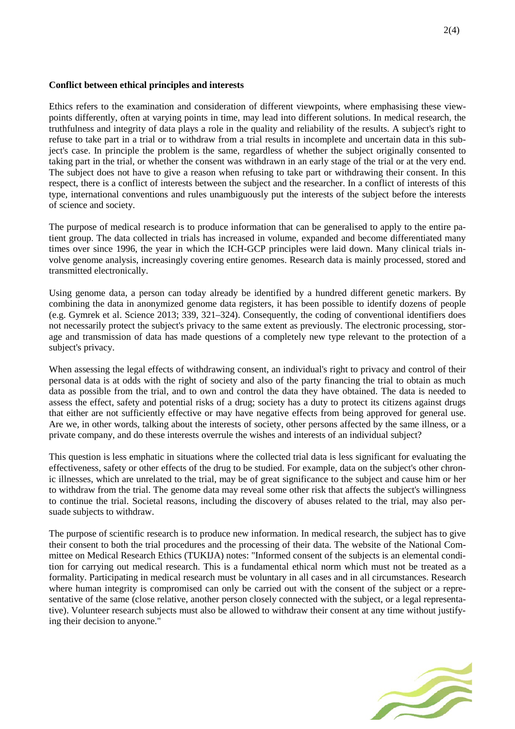**Conflict between ethical principles and interests**

Ethics refers to the examination and consideration of different viewpoints, where emphasising these viewpoints differently, often at varying points in time, may lead into different solutions. In medical research, the truthfulness and integrity of data plays a role in the quality and reliability of the results. A subject's right to refuse to take part in a trial or to withdraw from a trial results in incomplete and uncertain data in this subject's case. In principle the problem is the same, regardless of whether the subject originally consented to taking part in the trial, or whether the consent was withdrawn in an early stage of the trial or at the very end. The subject does not have to give a reason when refusing to take part or withdrawing their consent. In this respect, there is a conflict of interests between the subject and the researcher. In a conflict of interests of this type, international conventions and rules unambiguously put the interests of the subject before the interests of science and society.

The purpose of medical research is to produce information that can be generalised to apply to the entire patient group. The data collected in trials has increased in volume, expanded and become differentiated many times over since 1996, the year in which the ICH-GCP principles were laid down. Many clinical trials involve genome analysis, increasingly covering entire genomes. Research data is mainly processed, stored and transmitted electronically.

Using genome data, a person can today already be identified by a hundred different genetic markers. By combining the data in anonymized genome data registers, it has been possible to identify dozens of people (e.g. Gymrek et al. Science 2013; 339, 321–324). Consequently, the coding of conventional identifiers does not necessarily protect the subject's privacy to the same extent as previously. The electronic processing, storage and transmission of data has made questions of a completely new type relevant to the protection of a subject's privacy.

When assessing the legal effects of withdrawing consent, an individual's right to privacy and control of their personal data is at odds with the right of society and also of the party financing the trial to obtain as much data as possible from the trial, and to own and control the data they have obtained. The data is needed to assess the effect, safety and potential risks of a drug; society has a duty to protect its citizens against drugs that either are not sufficiently effective or may have negative effects from being approved for general use. Are we, in other words, talking about the interests of society, other persons affected by the same illness, or a private company, and do these interests overrule the wishes and interests of an individual subject?

This question is less emphatic in situations where the collected trial data is less significant for evaluating the effectiveness, safety or other effects of the drug to be studied. For example, data on the subject's other chronic illnesses, which are unrelated to the trial, may be of great significance to the subject and cause him or her to withdraw from the trial. The genome data may reveal some other risk that affects the subject's willingness to continue the trial. Societal reasons, including the discovery of abuses related to the trial, may also persuade subjects to withdraw.

The purpose of scientific research is to produce new information. In medical research, the subject has to give their consent to both the trial procedures and the processing of their data. The website of the National Committee on Medical Research Ethics (TUKIJA) notes: "Informed consent of the subjects is an elemental condition for carrying out medical research. This is a fundamental ethical norm which must not be treated as a formality. Participating in medical research must be voluntary in all cases and in all circumstances. Research where human integrity is compromised can only be carried out with the consent of the subject or a representative of the same (close relative, another person closely connected with the subject, or a legal representative). Volunteer research subjects must also be allowed to withdraw their consent at any time without justifying their decision to anyone."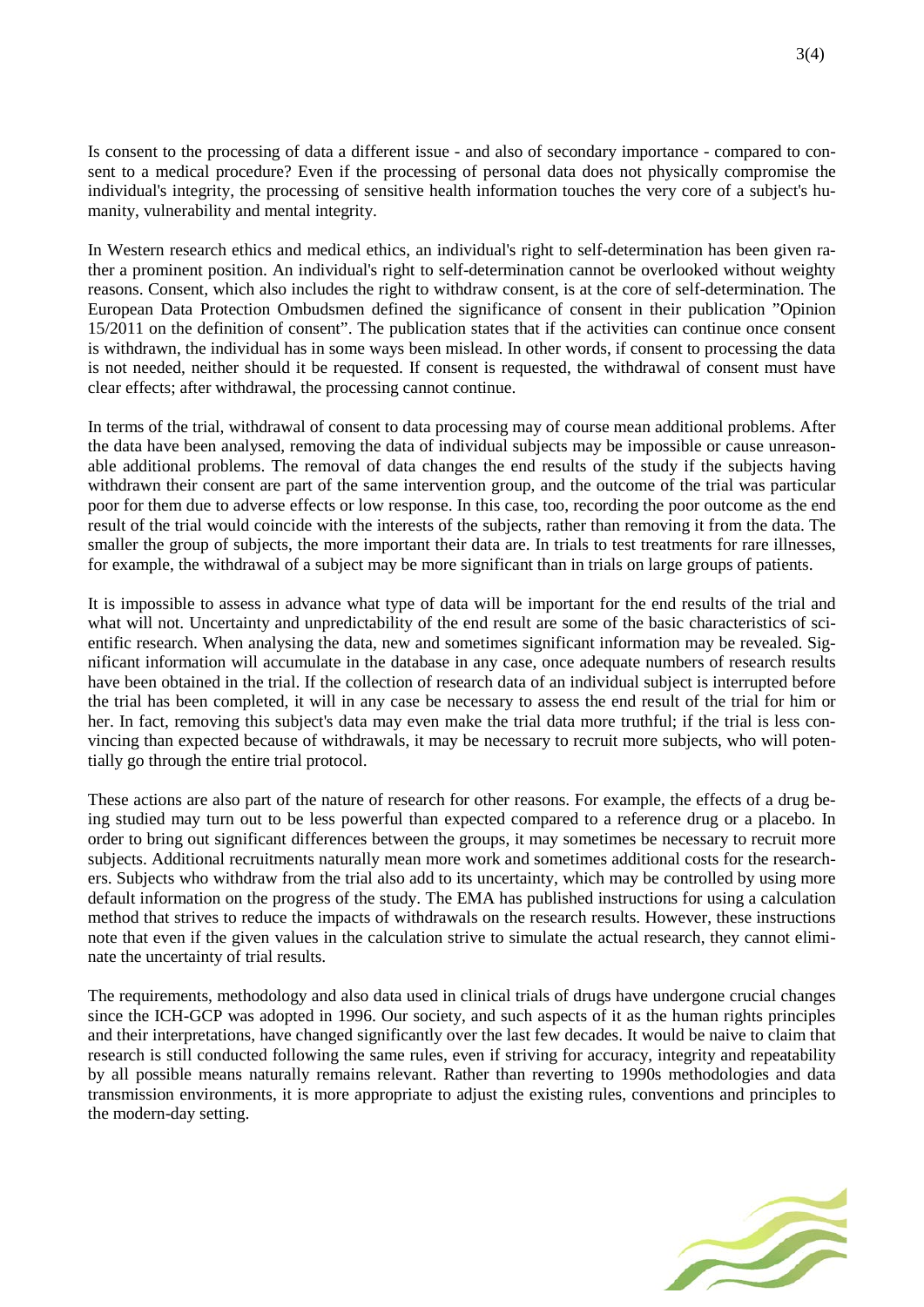Is consent to the processing of data a different issue - and also of secondary importance - compared to consent to a medical procedure? Even if the processing of personal data does not physically compromise the individual's integrity, the processing of sensitive health information touches the very core of a subject's humanity, vulnerability and mental integrity.

In Western research ethics and medical ethics, an individual's right to self-determination has been given rather a prominent position. An individual's right to self-determination cannot be overlooked without weighty reasons. Consent, which also includes the right to withdraw consent, is at the core of self-determination. The European Data Protection Ombudsmen defined the significance of consent in their publication "Opinion 15/2011 on the definition of consent". The publication states that if the activities can continue once consent is withdrawn, the individual has in some ways been mislead. In other words, if consent to processing the data is not needed, neither should it be requested. If consent is requested, the withdrawal of consent must have clear effects; after withdrawal, the processing cannot continue.

In terms of the trial, withdrawal of consent to data processing may of course mean additional problems. After the data have been analysed, removing the data of individual subjects may be impossible or cause unreasonable additional problems. The removal of data changes the end results of the study if the subjects having withdrawn their consent are part of the same intervention group, and the outcome of the trial was particular poor for them due to adverse effects or low response. In this case, too, recording the poor outcome as the end result of the trial would coincide with the interests of the subjects, rather than removing it from the data. The smaller the group of subjects, the more important their data are. In trials to test treatments for rare illnesses, for example, the withdrawal of a subject may be more significant than in trials on large groups of patients.

It is impossible to assess in advance what type of data will be important for the end results of the trial and what will not. Uncertainty and unpredictability of the end result are some of the basic characteristics of scientific research. When analysing the data, new and sometimes significant information may be revealed. Significant information will accumulate in the database in any case, once adequate numbers of research results have been obtained in the trial. If the collection of research data of an individual subject is interrupted before the trial has been completed, it will in any case be necessary to assess the end result of the trial for him or her. In fact, removing this subject's data may even make the trial data more truthful; if the trial is less convincing than expected because of withdrawals, it may be necessary to recruit more subjects, who will potentially go through the entire trial protocol.

These actions are also part of the nature of research for other reasons. For example, the effects of a drug being studied may turn out to be less powerful than expected compared to a reference drug or a placebo. In order to bring out significant differences between the groups, it may sometimes be necessary to recruit more subjects. Additional recruitments naturally mean more work and sometimes additional costs for the researchers. Subjects who withdraw from the trial also add to its uncertainty, which may be controlled by using more default information on the progress of the study. The EMA has published instructions for using a calculation method that strives to reduce the impacts of withdrawals on the research results. However, these instructions note that even if the given values in the calculation strive to simulate the actual research, they cannot eliminate the uncertainty of trial results.

The requirements, methodology and also data used in clinical trials of drugs have undergone crucial changes since the ICH-GCP was adopted in 1996. Our society, and such aspects of it as the human rights principles and their interpretations, have changed significantly over the last few decades. It would be naive to claim that research is still conducted following the same rules, even if striving for accuracy, integrity and repeatability by all possible means naturally remains relevant. Rather than reverting to 1990s methodologies and data transmission environments, it is more appropriate to adjust the existing rules, conventions and principles to the modern-day setting.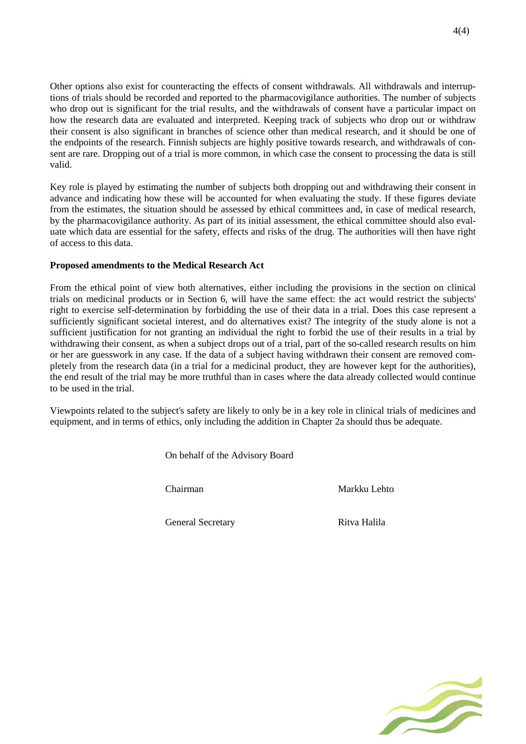Other options also exist for counteracting the effects of consent withdrawals. All withdrawals and interruptions of trials should be recorded and reported to the pharmacovigilance authorities. The number of subjects who drop out is significant for the trial results, and the withdrawals of consent have a particular impact on how the research data are evaluated and interpreted. Keeping track of subjects who drop out or withdraw their consent is also significant in branches of science other than medical research, and it should be one of the endpoints of the research. Finnish subjects are highly positive towards research, and withdrawals of consent are rare. Dropping out of a trial is more common, in which case the consent to processing the data is still valid.

Key role is played by estimating the number of subjects both dropping out and withdrawing their consent in advance and indicating how these will be accounted for when evaluating the study. If these figures deviate from the estimates, the situation should be assessed by ethical committees and, in case of medical research, by the pharmacovigilance authority. As part of its initial assessment, the ethical committee should also evaluate which data are essential for the safety, effects and risks of the drug. The authorities will then have right of access to this data.

**Proposed amendments to the Medical Research Act**

From the ethical point of view both alternatives, either including the provisions in the section on clinical trials on medicinal products or in Section 6, will have the same effect: the act would restrict the subjects' right to exercise self-determination by forbidding the use of their data in a trial. Does this case represent a sufficiently significant societal interest, and do alternatives exist? The integrity of the study alone is not a sufficient justification for not granting an individual the right to forbid the use of their results in a trial by withdrawing their consent, as when a subject drops out of a trial, part of the so-called research results on him or her are guesswork in any case. If the data of a subject having withdrawn their consent are removed completely from the research data (in a trial for a medicinal product, they are however kept for the authorities), the end result of the trial may be more truthful than in cases where the data already collected would continue to be used in the trial.

Viewpoints related to the subject's safety are likely to only be in a key role in clinical trials of medicines and equipment, and in terms of ethics, only including the addition in Chapter 2a should thus be adequate.

On behalf of the Advisory Board

Chairman Markku Lehto

General Secretary Ritva Halila